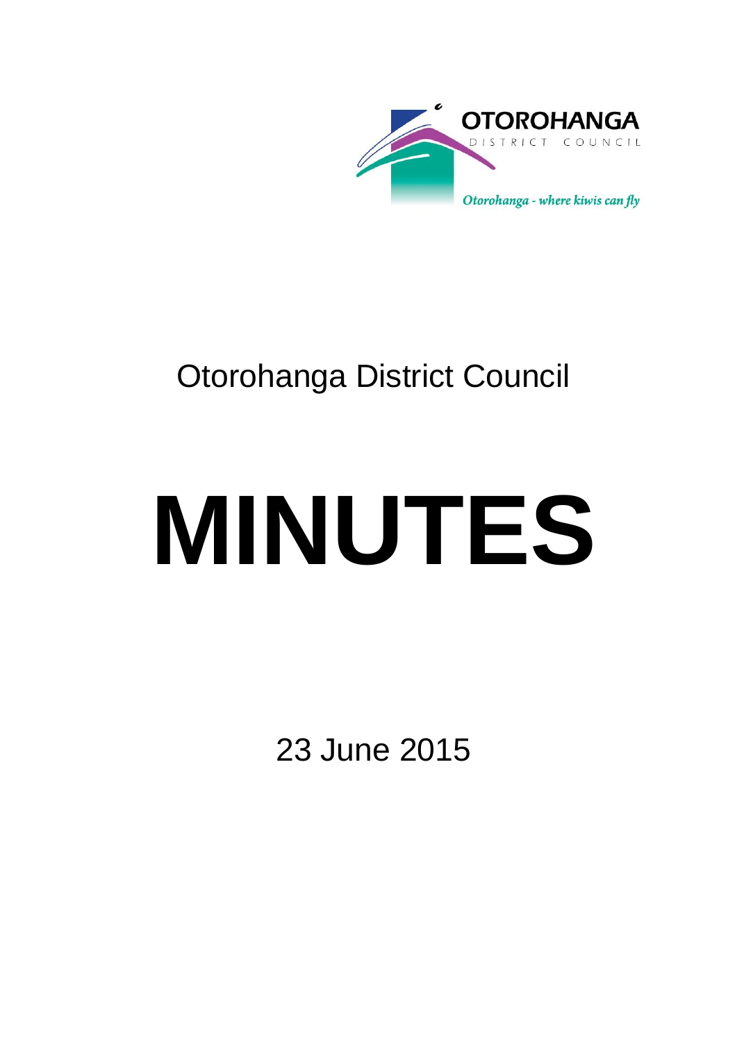OTOROHANGA
DISTRICT COUNCIL

*Otorohanga - where kiwis can fly*

# Otorohanga District Council

# MINUTES

23 June 2015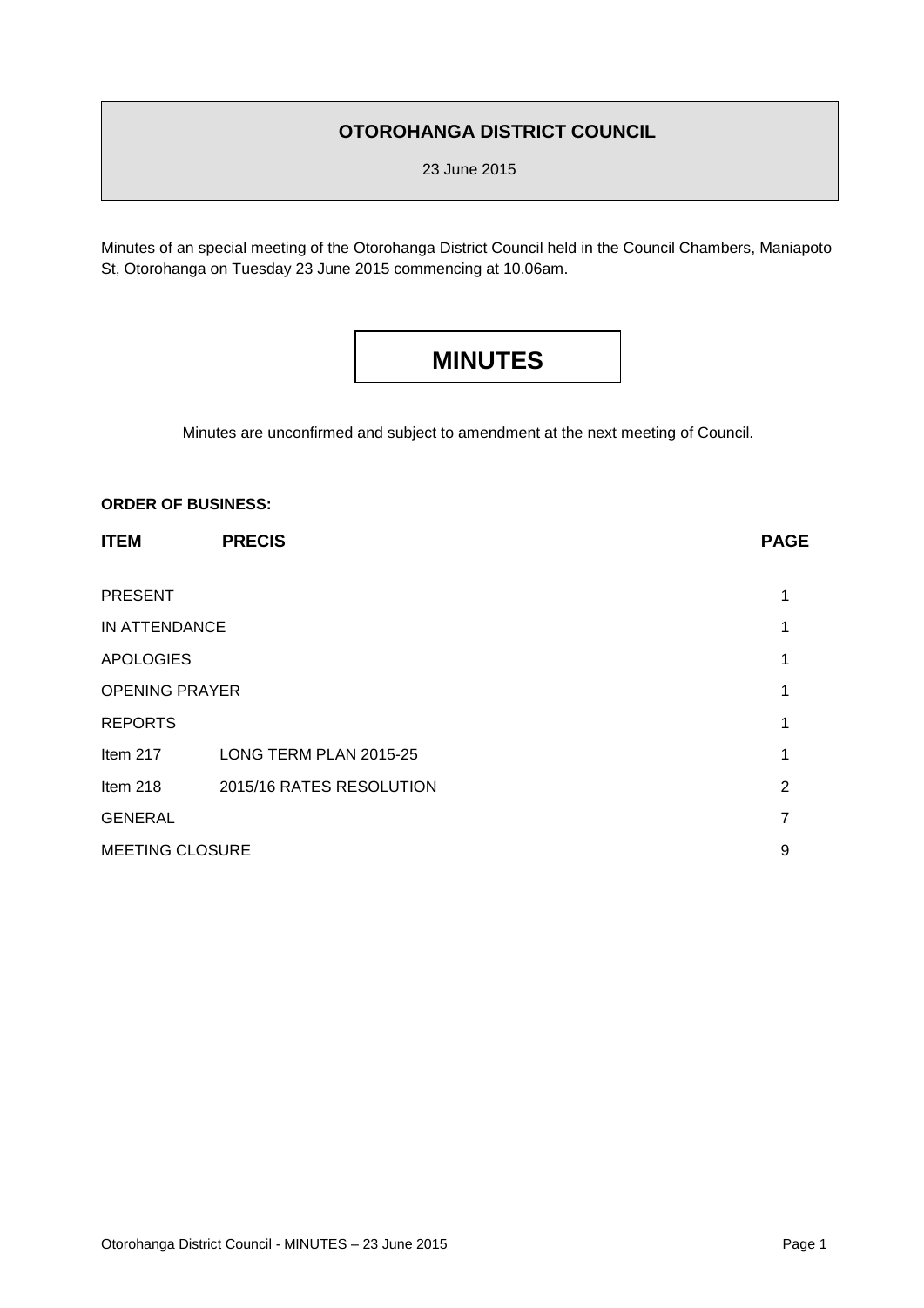## OTOROHANGA DISTRICT COUNCIL

23 June 2015

Minutes of an special meeting of the Otorohanga District Council held in the Council Chambers, Maniapoto St, Otorohanga on Tuesday 23 June 2015 commencing at 10.06am.

# MINUTES

Minutes are unconfirmed and subject to amendment at the next meeting of Council.

**ORDER OF BUSINESS:**

| ITEM | PRECIS | PAGE |
|---|---|---|
| PRESENT | | 1 |
| IN ATTENDANCE | | 1 |
| APOLOGIES | | 1 |
| OPENING PRAYER | | 1 |
| REPORTS | | 1 |
| Item 217 | LONG TERM PLAN 2015-25 | 1 |
| Item 218 | 2015/16 RATES RESOLUTION | 2 |
| GENERAL | | 7 |
| MEETING CLOSURE | | 9 |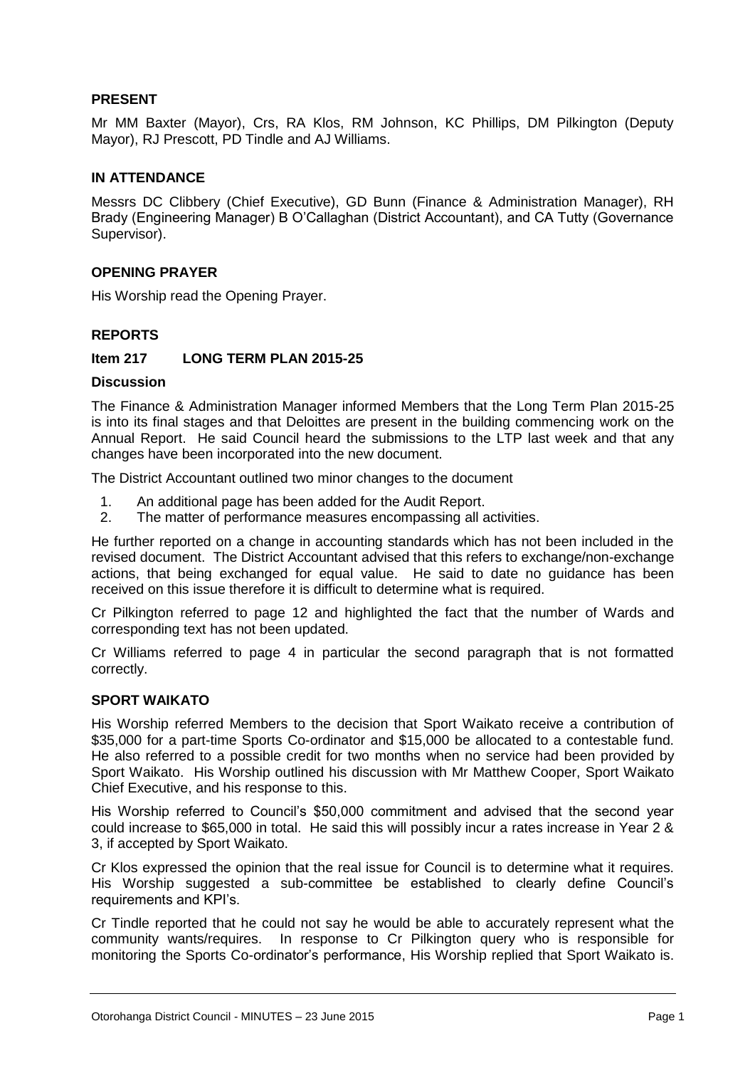## PRESENT

Mr MM Baxter (Mayor), Crs, RA Klos, RM Johnson, KC Phillips, DM Pilkington (Deputy Mayor), RJ Prescott, PD Tindle and AJ Williams.

## IN ATTENDANCE

Messrs DC Clibbery (Chief Executive), GD Bunn (Finance & Administration Manager), RH Brady (Engineering Manager) B O'Callaghan (District Accountant), and CA Tutty (Governance Supervisor).

## OPENING PRAYER

His Worship read the Opening Prayer.

## REPORTS

### Item 217 LONG TERM PLAN 2015-25

**Discussion**

The Finance & Administration Manager informed Members that the Long Term Plan 2015-25 is into its final stages and that Deloittes are present in the building commencing work on the Annual Report. He said Council heard the submissions to the LTP last week and that any changes have been incorporated into the new document.

The District Accountant outlined two minor changes to the document

1. An additional page has been added for the Audit Report.
2. The matter of performance measures encompassing all activities.

He further reported on a change in accounting standards which has not been included in the revised document. The District Accountant advised that this refers to exchange/non-exchange actions, that being exchanged for equal value. He said to date no guidance has been received on this issue therefore it is difficult to determine what is required.

Cr Pilkington referred to page 12 and highlighted the fact that the number of Wards and corresponding text has not been updated.

Cr Williams referred to page 4 in particular the second paragraph that is not formatted correctly.

## SPORT WAIKATO

His Worship referred Members to the decision that Sport Waikato receive a contribution of $35,000 for a part-time Sports Co-ordinator and $15,000 be allocated to a contestable fund. He also referred to a possible credit for two months when no service had been provided by Sport Waikato. His Worship outlined his discussion with Mr Matthew Cooper, Sport Waikato Chief Executive, and his response to this.

His Worship referred to Council's $50,000 commitment and advised that the second year could increase to $65,000 in total. He said this will possibly incur a rates increase in Year 2 & 3, if accepted by Sport Waikato.

Cr Klos expressed the opinion that the real issue for Council is to determine what it requires. His Worship suggested a sub-committee be established to clearly define Council's requirements and KPI's.

Cr Tindle reported that he could not say he would be able to accurately represent what the community wants/requires. In response to Cr Pilkington query who is responsible for monitoring the Sports Co-ordinator's performance, His Worship replied that Sport Waikato is.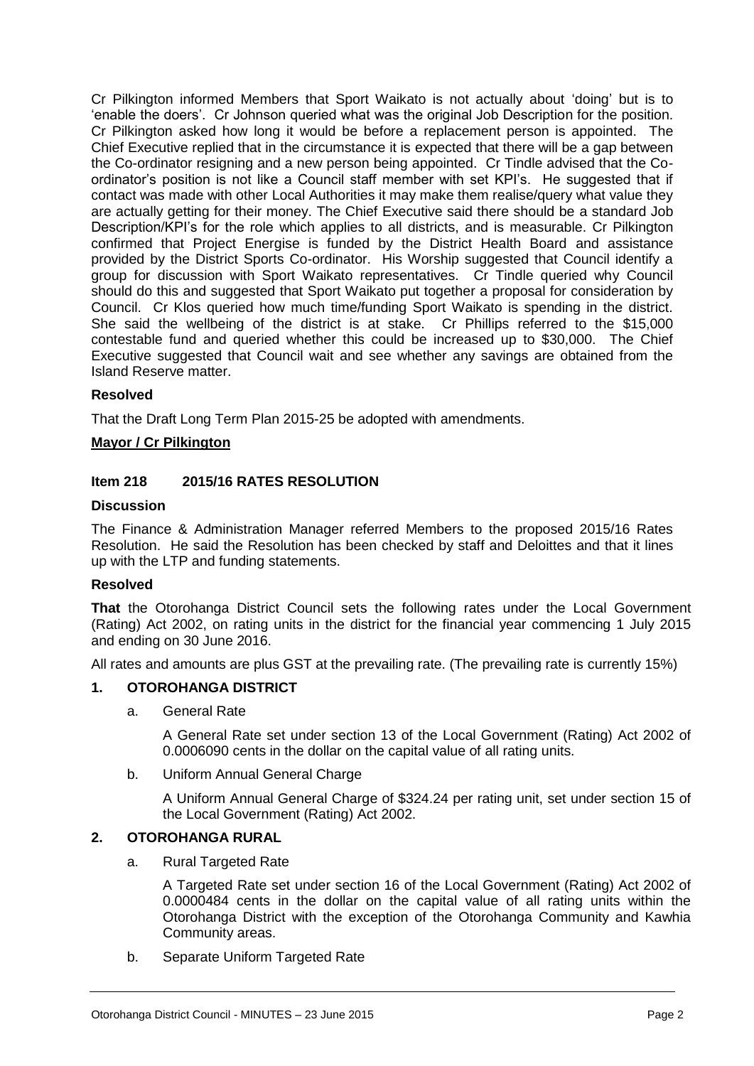Cr Pilkington informed Members that Sport Waikato is not actually about 'doing' but is to 'enable the doers'. Cr Johnson queried what was the original Job Description for the position. Cr Pilkington asked how long it would be before a replacement person is appointed. The Chief Executive replied that in the circumstance it is expected that there will be a gap between the Co-ordinator resigning and a new person being appointed. Cr Tindle advised that the Co-ordinator's position is not like a Council staff member with set KPI's. He suggested that if contact was made with other Local Authorities it may make them realise/query what value they are actually getting for their money. The Chief Executive said there should be a standard Job Description/KPI's for the role which applies to all districts, and is measurable. Cr Pilkington confirmed that Project Energise is funded by the District Health Board and assistance provided by the District Sports Co-ordinator. His Worship suggested that Council identify a group for discussion with Sport Waikato representatives. Cr Tindle queried why Council should do this and suggested that Sport Waikato put together a proposal for consideration by Council. Cr Klos queried how much time/funding Sport Waikato is spending in the district. She said the wellbeing of the district is at stake. Cr Phillips referred to the $15,000 contestable fund and queried whether this could be increased up to $30,000. The Chief Executive suggested that Council wait and see whether any savings are obtained from the Island Reserve matter.

**Resolved**

That the Draft Long Term Plan 2015-25 be adopted with amendments.

**Mayor / Cr Pilkington**

**Item 218 2015/16 RATES RESOLUTION**

**Discussion**

The Finance & Administration Manager referred Members to the proposed 2015/16 Rates Resolution. He said the Resolution has been checked by staff and Deloittes and that it lines up with the LTP and funding statements.

**Resolved**

**That** the Otorohanga District Council sets the following rates under the Local Government (Rating) Act 2002, on rating units in the district for the financial year commencing 1 July 2015 and ending on 30 June 2016.

All rates and amounts are plus GST at the prevailing rate. (The prevailing rate is currently 15%)

**1. OTOROHANGA DISTRICT**

a. General Rate

A General Rate set under section 13 of the Local Government (Rating) Act 2002 of 0.0006090 cents in the dollar on the capital value of all rating units.

b. Uniform Annual General Charge

A Uniform Annual General Charge of $324.24 per rating unit, set under section 15 of the Local Government (Rating) Act 2002.

**2. OTOROHANGA RURAL**

a. Rural Targeted Rate

A Targeted Rate set under section 16 of the Local Government (Rating) Act 2002 of 0.0000484 cents in the dollar on the capital value of all rating units within the Otorohanga District with the exception of the Otorohanga Community and Kawhia Community areas.

b. Separate Uniform Targeted Rate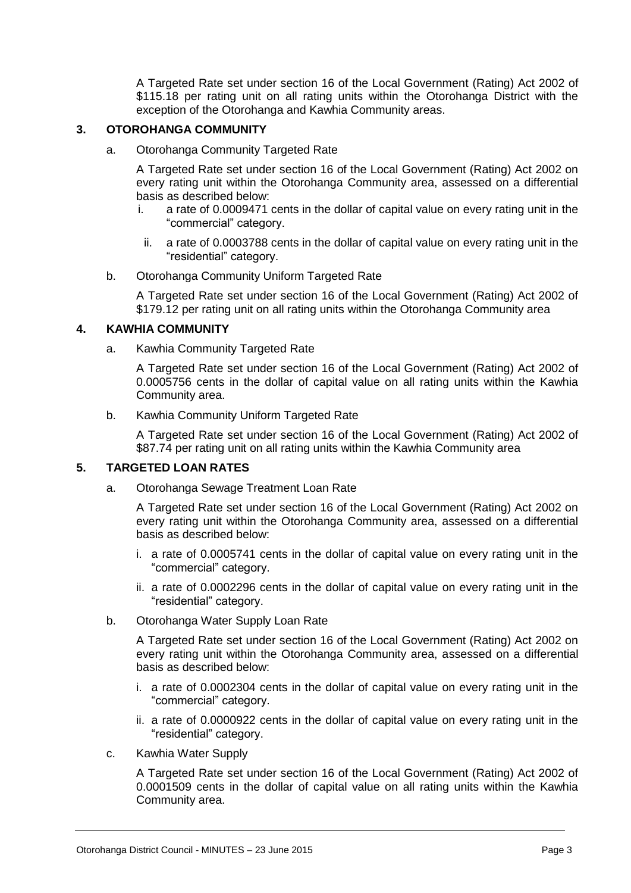A Targeted Rate set under section 16 of the Local Government (Rating) Act 2002 of $115.18 per rating unit on all rating units within the Otorohanga District with the exception of the Otorohanga and Kawhia Community areas.

## 3. OTOROHANGA COMMUNITY

a. Otorohanga Community Targeted Rate

A Targeted Rate set under section 16 of the Local Government (Rating) Act 2002 on every rating unit within the Otorohanga Community area, assessed on a differential basis as described below:

i. a rate of 0.0009471 cents in the dollar of capital value on every rating unit in the "commercial" category.

ii. a rate of 0.0003788 cents in the dollar of capital value on every rating unit in the "residential" category.

b. Otorohanga Community Uniform Targeted Rate

A Targeted Rate set under section 16 of the Local Government (Rating) Act 2002 of $179.12 per rating unit on all rating units within the Otorohanga Community area

## 4. KAWHIA COMMUNITY

a. Kawhia Community Targeted Rate

A Targeted Rate set under section 16 of the Local Government (Rating) Act 2002 of 0.0005756 cents in the dollar of capital value on all rating units within the Kawhia Community area.

b. Kawhia Community Uniform Targeted Rate

A Targeted Rate set under section 16 of the Local Government (Rating) Act 2002 of $87.74 per rating unit on all rating units within the Kawhia Community area

## 5. TARGETED LOAN RATES

a. Otorohanga Sewage Treatment Loan Rate

A Targeted Rate set under section 16 of the Local Government (Rating) Act 2002 on every rating unit within the Otorohanga Community area, assessed on a differential basis as described below:

i. a rate of 0.0005741 cents in the dollar of capital value on every rating unit in the "commercial" category.

ii. a rate of 0.0002296 cents in the dollar of capital value on every rating unit in the "residential" category.

b. Otorohanga Water Supply Loan Rate

A Targeted Rate set under section 16 of the Local Government (Rating) Act 2002 on every rating unit within the Otorohanga Community area, assessed on a differential basis as described below:

i. a rate of 0.0002304 cents in the dollar of capital value on every rating unit in the "commercial" category.

ii. a rate of 0.0000922 cents in the dollar of capital value on every rating unit in the "residential" category.

c. Kawhia Water Supply

A Targeted Rate set under section 16 of the Local Government (Rating) Act 2002 of 0.0001509 cents in the dollar of capital value on all rating units within the Kawhia Community area.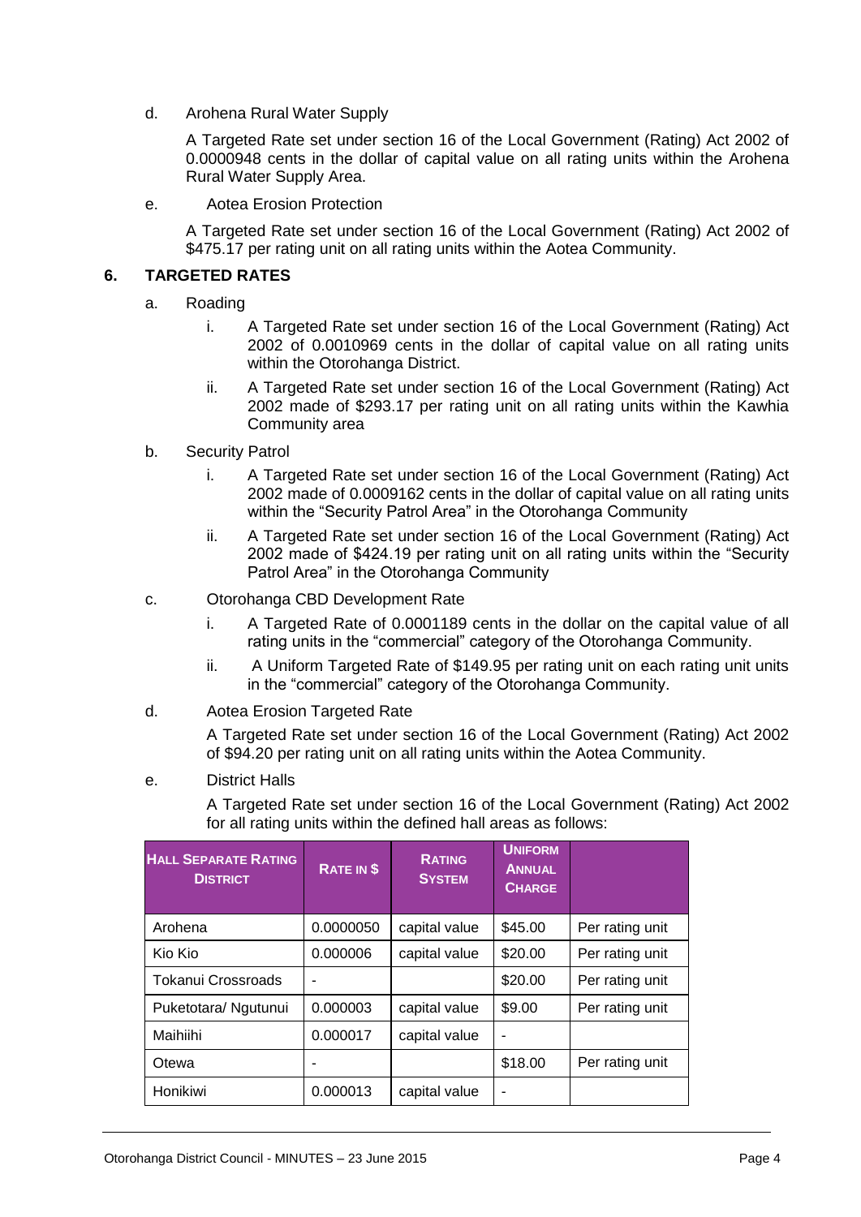d. Arohena Rural Water Supply

A Targeted Rate set under section 16 of the Local Government (Rating) Act 2002 of 0.0000948 cents in the dollar of capital value on all rating units within the Arohena Rural Water Supply Area.

e. Aotea Erosion Protection

A Targeted Rate set under section 16 of the Local Government (Rating) Act 2002 of $475.17 per rating unit on all rating units within the Aotea Community.

## 6. TARGETED RATES

a. Roading

i. A Targeted Rate set under section 16 of the Local Government (Rating) Act 2002 of 0.0010969 cents in the dollar of capital value on all rating units within the Otorohanga District.

ii. A Targeted Rate set under section 16 of the Local Government (Rating) Act 2002 made of $293.17 per rating unit on all rating units within the Kawhia Community area

b. Security Patrol

i. A Targeted Rate set under section 16 of the Local Government (Rating) Act 2002 made of 0.0009162 cents in the dollar of capital value on all rating units within the "Security Patrol Area" in the Otorohanga Community

ii. A Targeted Rate set under section 16 of the Local Government (Rating) Act 2002 made of $424.19 per rating unit on all rating units within the "Security Patrol Area" in the Otorohanga Community

c. Otorohanga CBD Development Rate

i. A Targeted Rate of 0.0001189 cents in the dollar on the capital value of all rating units in the "commercial" category of the Otorohanga Community.

ii. A Uniform Targeted Rate of $149.95 per rating unit on each rating unit units in the "commercial" category of the Otorohanga Community.

d. Aotea Erosion Targeted Rate

A Targeted Rate set under section 16 of the Local Government (Rating) Act 2002 of $94.20 per rating unit on all rating units within the Aotea Community.

e. District Halls

A Targeted Rate set under section 16 of the Local Government (Rating) Act 2002 for all rating units within the defined hall areas as follows:

| Hall Separate Rating District | Rate in $ | Rating System | Uniform Annual Charge | |
|---|---|---|---|---|
| Arohena | 0.0000050 | capital value | $45.00 | Per rating unit |
| Kio Kio | 0.000006 | capital value | $20.00 | Per rating unit |
| Tokanui Crossroads | - | | $20.00 | Per rating unit |
| Puketotara/ Ngutunui | 0.000003 | capital value | $9.00 | Per rating unit |
| Maihiihi | 0.000017 | capital value | - | |
| Otewa | - | | $18.00 | Per rating unit |
| Honikiwi | 0.000013 | capital value | - | |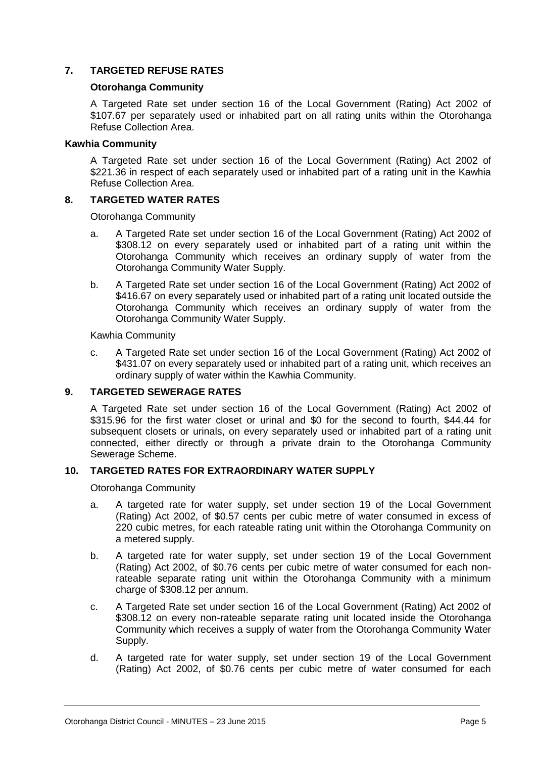## 7. TARGETED REFUSE RATES

**Otorohanga Community**

A Targeted Rate set under section 16 of the Local Government (Rating) Act 2002 of $107.67 per separately used or inhabited part on all rating units within the Otorohanga Refuse Collection Area.

**Kawhia Community**

A Targeted Rate set under section 16 of the Local Government (Rating) Act 2002 of $221.36 in respect of each separately used or inhabited part of a rating unit in the Kawhia Refuse Collection Area.

## 8. TARGETED WATER RATES

Otorohanga Community

a. A Targeted Rate set under section 16 of the Local Government (Rating) Act 2002 of $308.12 on every separately used or inhabited part of a rating unit within the Otorohanga Community which receives an ordinary supply of water from the Otorohanga Community Water Supply.

b. A Targeted Rate set under section 16 of the Local Government (Rating) Act 2002 of $416.67 on every separately used or inhabited part of a rating unit located outside the Otorohanga Community which receives an ordinary supply of water from the Otorohanga Community Water Supply.

Kawhia Community

c. A Targeted Rate set under section 16 of the Local Government (Rating) Act 2002 of $431.07 on every separately used or inhabited part of a rating unit, which receives an ordinary supply of water within the Kawhia Community.

## 9. TARGETED SEWERAGE RATES

A Targeted Rate set under section 16 of the Local Government (Rating) Act 2002 of $315.96 for the first water closet or urinal and $0 for the second to fourth, $44.44 for subsequent closets or urinals, on every separately used or inhabited part of a rating unit connected, either directly or through a private drain to the Otorohanga Community Sewerage Scheme.

## 10. TARGETED RATES FOR EXTRAORDINARY WATER SUPPLY

Otorohanga Community

a. A targeted rate for water supply, set under section 19 of the Local Government (Rating) Act 2002, of $0.57 cents per cubic metre of water consumed in excess of 220 cubic metres, for each rateable rating unit within the Otorohanga Community on a metered supply.

b. A targeted rate for water supply, set under section 19 of the Local Government (Rating) Act 2002, of $0.76 cents per cubic metre of water consumed for each non-rateable separate rating unit within the Otorohanga Community with a minimum charge of $308.12 per annum.

c. A Targeted Rate set under section 16 of the Local Government (Rating) Act 2002 of $308.12 on every non-rateable separate rating unit located inside the Otorohanga Community which receives a supply of water from the Otorohanga Community Water Supply.

d. A targeted rate for water supply, set under section 19 of the Local Government (Rating) Act 2002, of $0.76 cents per cubic metre of water consumed for each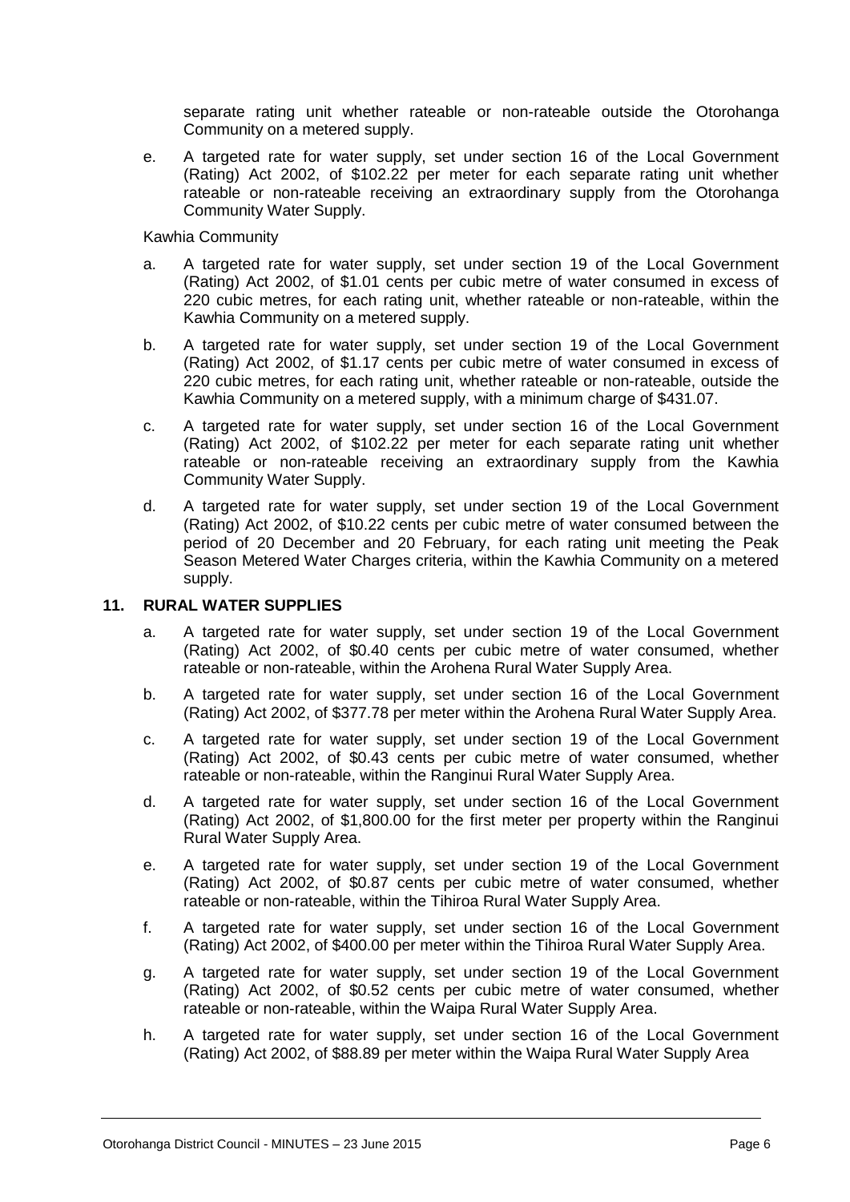separate rating unit whether rateable or non-rateable outside the Otorohanga Community on a metered supply.

e. A targeted rate for water supply, set under section 16 of the Local Government (Rating) Act 2002, of $102.22 per meter for each separate rating unit whether rateable or non-rateable receiving an extraordinary supply from the Otorohanga Community Water Supply.

Kawhia Community

a. A targeted rate for water supply, set under section 19 of the Local Government (Rating) Act 2002, of $1.01 cents per cubic metre of water consumed in excess of 220 cubic metres, for each rating unit, whether rateable or non-rateable, within the Kawhia Community on a metered supply.

b. A targeted rate for water supply, set under section 19 of the Local Government (Rating) Act 2002, of $1.17 cents per cubic metre of water consumed in excess of 220 cubic metres, for each rating unit, whether rateable or non-rateable, outside the Kawhia Community on a metered supply, with a minimum charge of $431.07.

c. A targeted rate for water supply, set under section 16 of the Local Government (Rating) Act 2002, of $102.22 per meter for each separate rating unit whether rateable or non-rateable receiving an extraordinary supply from the Kawhia Community Water Supply.

d. A targeted rate for water supply, set under section 19 of the Local Government (Rating) Act 2002, of $10.22 cents per cubic metre of water consumed between the period of 20 December and 20 February, for each rating unit meeting the Peak Season Metered Water Charges criteria, within the Kawhia Community on a metered supply.

**11. RURAL WATER SUPPLIES**

a. A targeted rate for water supply, set under section 19 of the Local Government (Rating) Act 2002, of $0.40 cents per cubic metre of water consumed, whether rateable or non-rateable, within the Arohena Rural Water Supply Area.

b. A targeted rate for water supply, set under section 16 of the Local Government (Rating) Act 2002, of $377.78 per meter within the Arohena Rural Water Supply Area.

c. A targeted rate for water supply, set under section 19 of the Local Government (Rating) Act 2002, of $0.43 cents per cubic metre of water consumed, whether rateable or non-rateable, within the Ranginui Rural Water Supply Area.

d. A targeted rate for water supply, set under section 16 of the Local Government (Rating) Act 2002, of $1,800.00 for the first meter per property within the Ranginui Rural Water Supply Area.

e. A targeted rate for water supply, set under section 19 of the Local Government (Rating) Act 2002, of $0.87 cents per cubic metre of water consumed, whether rateable or non-rateable, within the Tihiroa Rural Water Supply Area.

f. A targeted rate for water supply, set under section 16 of the Local Government (Rating) Act 2002, of $400.00 per meter within the Tihiroa Rural Water Supply Area.

g. A targeted rate for water supply, set under section 19 of the Local Government (Rating) Act 2002, of $0.52 cents per cubic metre of water consumed, whether rateable or non-rateable, within the Waipa Rural Water Supply Area.

h. A targeted rate for water supply, set under section 16 of the Local Government (Rating) Act 2002, of $88.89 per meter within the Waipa Rural Water Supply Area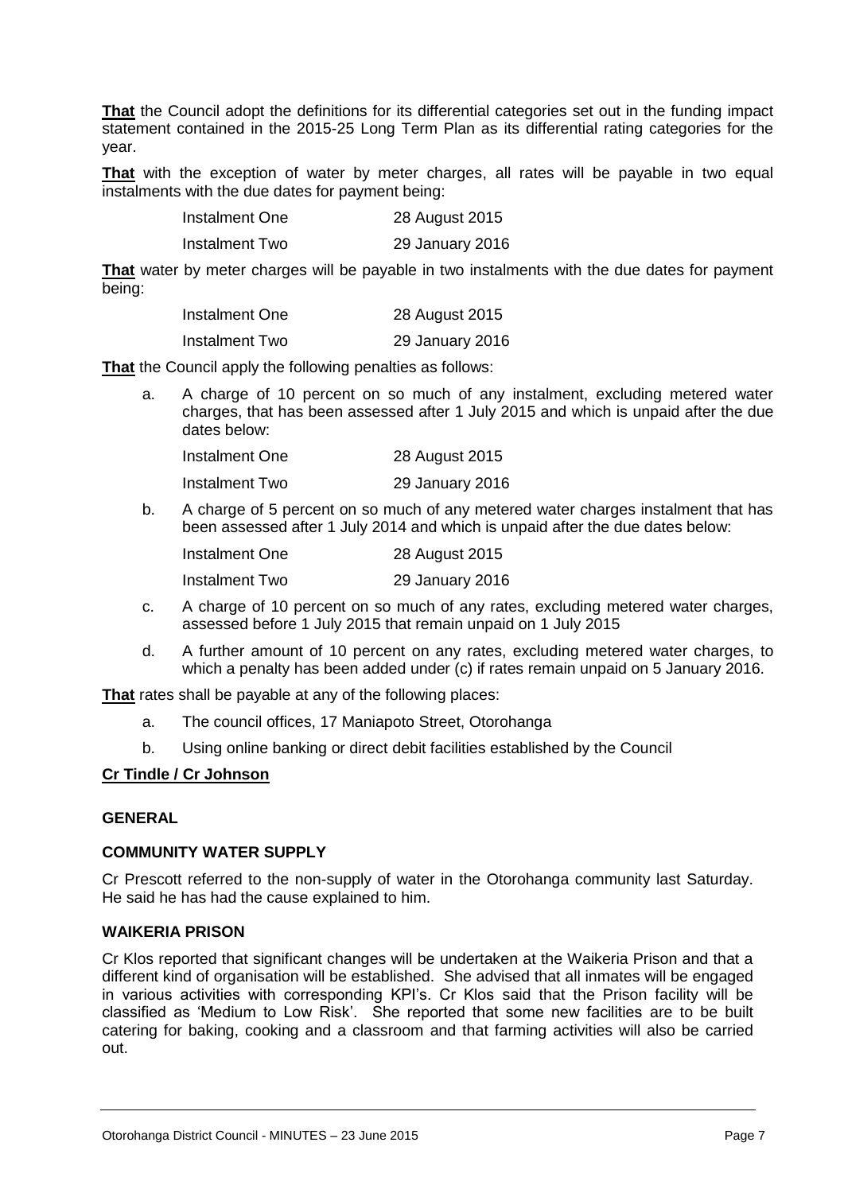**That** the Council adopt the definitions for its differential categories set out in the funding impact statement contained in the 2015-25 Long Term Plan as its differential rating categories for the year.

**That** with the exception of water by meter charges, all rates will be payable in two equal instalments with the due dates for payment being:

| | |
|---|---|
| Instalment One | 28 August 2015 |
| Instalment Two | 29 January 2016 |

**That** water by meter charges will be payable in two instalments with the due dates for payment being:

| | |
|---|---|
| Instalment One | 28 August 2015 |
| Instalment Two | 29 January 2016 |

**That** the Council apply the following penalties as follows:

a. A charge of 10 percent on so much of any instalment, excluding metered water charges, that has been assessed after 1 July 2015 and which is unpaid after the due dates below:

| | |
|---|---|
| Instalment One | 28 August 2015 |
| Instalment Two | 29 January 2016 |

b. A charge of 5 percent on so much of any metered water charges instalment that has been assessed after 1 July 2014 and which is unpaid after the due dates below:

| | |
|---|---|
| Instalment One | 28 August 2015 |
| Instalment Two | 29 January 2016 |

c. A charge of 10 percent on so much of any rates, excluding metered water charges, assessed before 1 July 2015 that remain unpaid on 1 July 2015

d. A further amount of 10 percent on any rates, excluding metered water charges, to which a penalty has been added under (c) if rates remain unpaid on 5 January 2016.

**That** rates shall be payable at any of the following places:

a. The council offices, 17 Maniapoto Street, Otorohanga

b. Using online banking or direct debit facilities established by the Council

**Cr Tindle / Cr Johnson**

**GENERAL**

**COMMUNITY WATER SUPPLY**

Cr Prescott referred to the non-supply of water in the Otorohanga community last Saturday. He said he has had the cause explained to him.

**WAIKERIA PRISON**

Cr Klos reported that significant changes will be undertaken at the Waikeria Prison and that a different kind of organisation will be established. She advised that all inmates will be engaged in various activities with corresponding KPI's. Cr Klos said that the Prison facility will be classified as 'Medium to Low Risk'. She reported that some new facilities are to be built catering for baking, cooking and a classroom and that farming activities will also be carried out.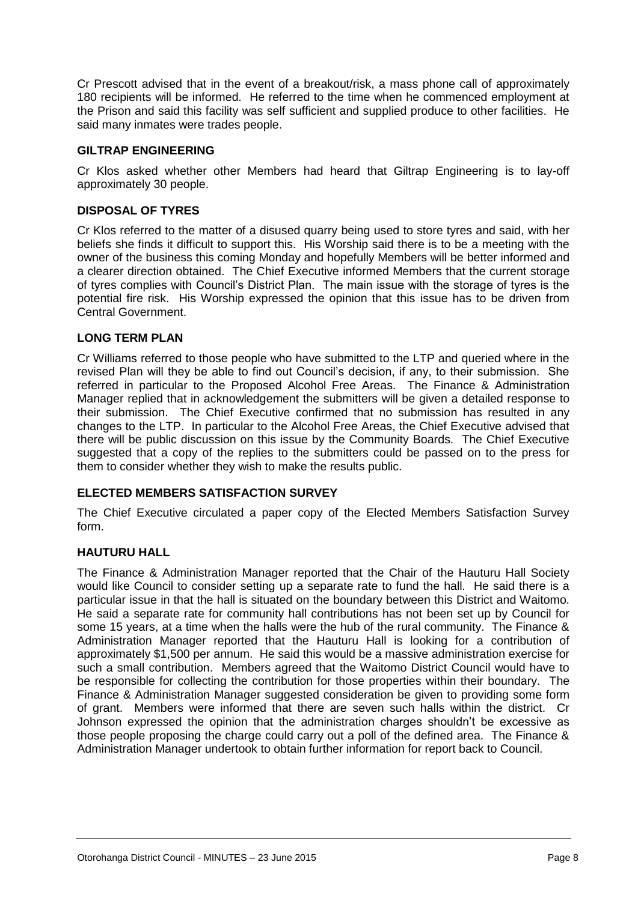Cr Prescott advised that in the event of a breakout/risk, a mass phone call of approximately 180 recipients will be informed. He referred to the time when he commenced employment at the Prison and said this facility was self sufficient and supplied produce to other facilities. He said many inmates were trades people.

**GILTRAP ENGINEERING**

Cr Klos asked whether other Members had heard that Giltrap Engineering is to lay-off approximately 30 people.

**DISPOSAL OF TYRES**

Cr Klos referred to the matter of a disused quarry being used to store tyres and said, with her beliefs she finds it difficult to support this. His Worship said there is to be a meeting with the owner of the business this coming Monday and hopefully Members will be better informed and a clearer direction obtained. The Chief Executive informed Members that the current storage of tyres complies with Council's District Plan. The main issue with the storage of tyres is the potential fire risk. His Worship expressed the opinion that this issue has to be driven from Central Government.

**LONG TERM PLAN**

Cr Williams referred to those people who have submitted to the LTP and queried where in the revised Plan will they be able to find out Council's decision, if any, to their submission. She referred in particular to the Proposed Alcohol Free Areas. The Finance & Administration Manager replied that in acknowledgement the submitters will be given a detailed response to their submission. The Chief Executive confirmed that no submission has resulted in any changes to the LTP. In particular to the Alcohol Free Areas, the Chief Executive advised that there will be public discussion on this issue by the Community Boards. The Chief Executive suggested that a copy of the replies to the submitters could be passed on to the press for them to consider whether they wish to make the results public.

**ELECTED MEMBERS SATISFACTION SURVEY**

The Chief Executive circulated a paper copy of the Elected Members Satisfaction Survey form.

**HAUTURU HALL**

The Finance & Administration Manager reported that the Chair of the Hauturu Hall Society would like Council to consider setting up a separate rate to fund the hall. He said there is a particular issue in that the hall is situated on the boundary between this District and Waitomo. He said a separate rate for community hall contributions has not been set up by Council for some 15 years, at a time when the halls were the hub of the rural community. The Finance & Administration Manager reported that the Hauturu Hall is looking for a contribution of approximately $1,500 per annum. He said this would be a massive administration exercise for such a small contribution. Members agreed that the Waitomo District Council would have to be responsible for collecting the contribution for those properties within their boundary. The Finance & Administration Manager suggested consideration be given to providing some form of grant. Members were informed that there are seven such halls within the district. Cr Johnson expressed the opinion that the administration charges shouldn't be excessive as those people proposing the charge could carry out a poll of the defined area. The Finance & Administration Manager undertook to obtain further information for report back to Council.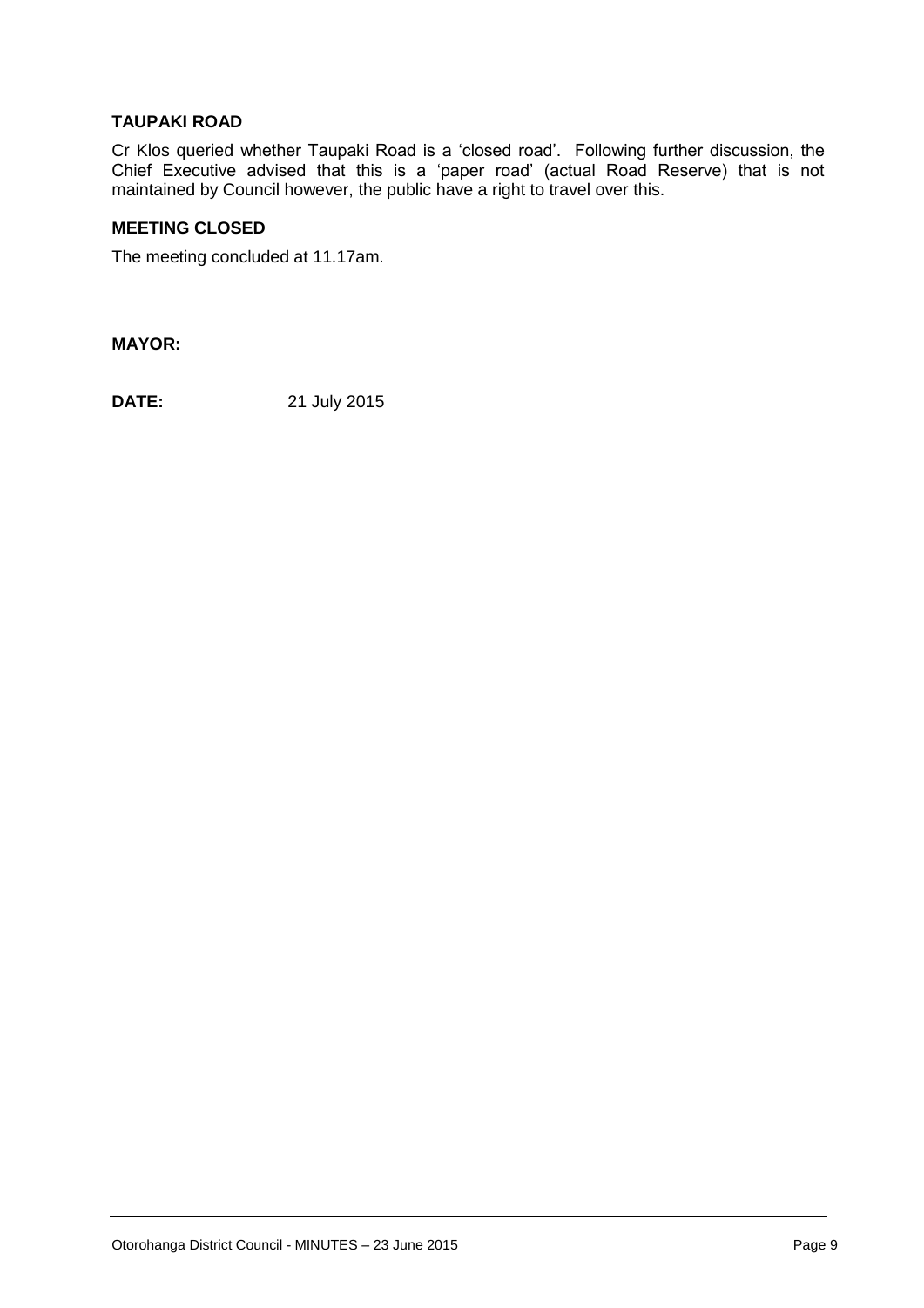### TAUPAKI ROAD

Cr Klos queried whether Taupaki Road is a 'closed road'. Following further discussion, the Chief Executive advised that this is a 'paper road' (actual Road Reserve) that is not maintained by Council however, the public have a right to travel over this.

### MEETING CLOSED

The meeting concluded at 11.17am.

**MAYOR:**

**DATE:** 21 July 2015